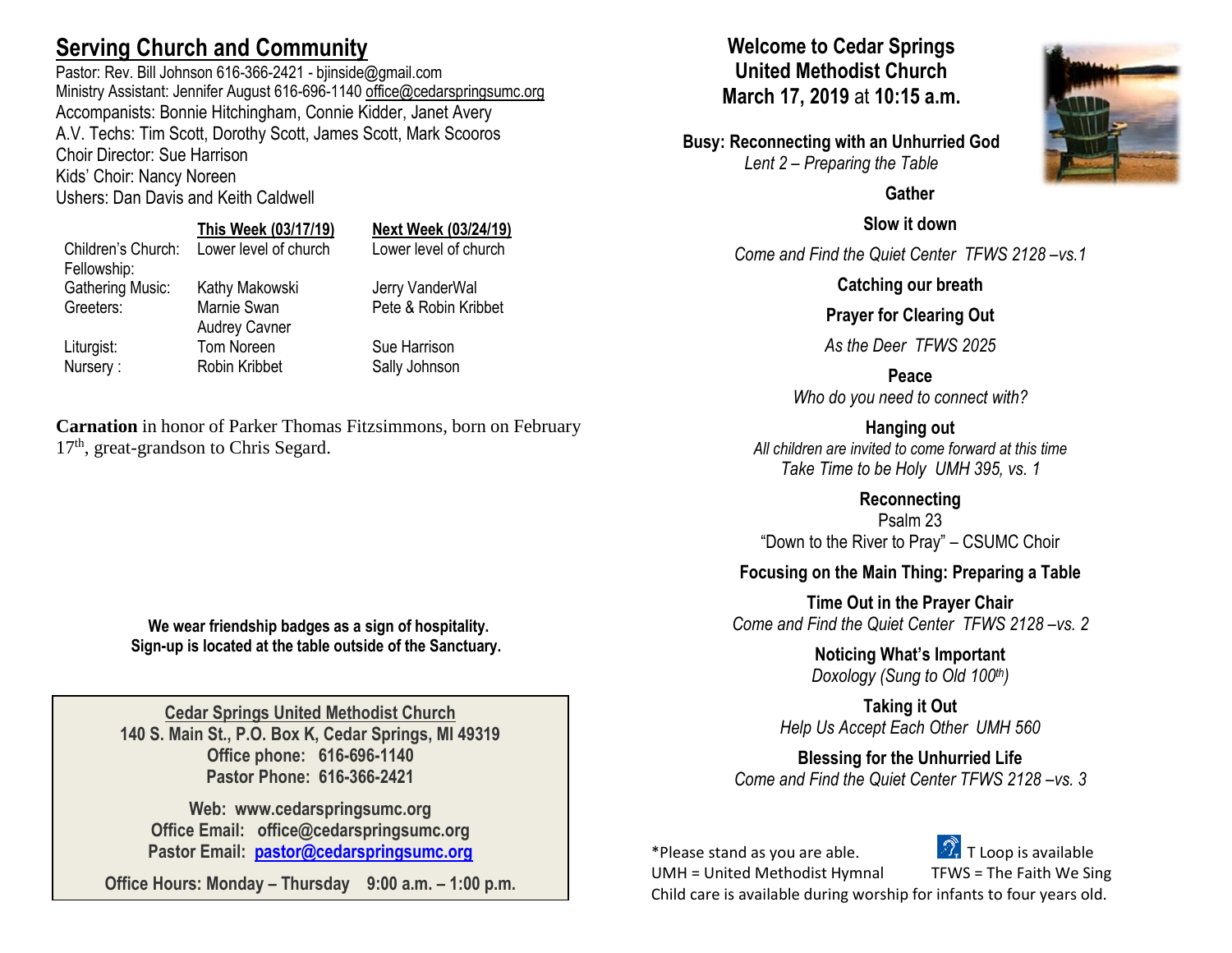## Serving Church and Community

Pastor: Rev. Bill Johnson 616-366-2421 - bjinside@gmail.com
Ministry Assistant: Jennifer August 616-696-1140 office@cedarspringsumc.org
Accompanists: Bonnie Hitchingham, Connie Kidder, Janet Avery
A.V. Techs: Tim Scott, Dorothy Scott, James Scott, Mark Scooros
Choir Director: Sue Harrison
Kids' Choir: Nancy Noreen
Ushers: Dan Davis and Keith Caldwell

| | This Week (03/17/19) | Next Week (03/24/19) |
|---|---|---|
| Children's Church: | Lower level of church | Lower level of church |
| Fellowship: | | |
| Gathering Music: | Kathy Makowski | Jerry VanderWal |
| Greeters: | Marnie Swan<br>Audrey Cavner | Pete & Robin Kribbet |
| Liturgist: | Tom Noreen | Sue Harrison |
| Nursery : | Robin Kribbet | Sally Johnson |

**Carnation** in honor of Parker Thomas Fitzsimmons, born on February 17th, great-grandson to Chris Segard.

**We wear friendship badges as a sign of hospitality.**
**Sign-up is located at the table outside of the Sanctuary.**

**Cedar Springs United Methodist Church**
**140 S. Main St., P.O. Box K, Cedar Springs, MI 49319**
**Office phone: 616-696-1140**
**Pastor Phone: 616-366-2421**

**Web: www.cedarspringsumc.org**
**Office Email: office@cedarspringsumc.org**
**Pastor Email: pastor@cedarspringsumc.org**

**Office Hours: Monday – Thursday 9:00 a.m. – 1:00 p.m.**

# Welcome to Cedar Springs United Methodist Church
**March 17, 2019** at **10:15 a.m.**

**Busy: Reconnecting with an Unhurried God**
*Lent 2 – Preparing the Table*

**Gather**

**Slow it down**
*Come and Find the Quiet Center TFWS 2128 –vs.1*

**Catching our breath**

**Prayer for Clearing Out**
*As the Deer TFWS 2025*

**Peace**
*Who do you need to connect with?*

**Hanging out**
*All children are invited to come forward at this time*
*Take Time to be Holy UMH 395, vs. 1*

**Reconnecting**
Psalm 23
"Down to the River to Pray" – CSUMC Choir

**Focusing on the Main Thing: Preparing a Table**

**Time Out in the Prayer Chair**
*Come and Find the Quiet Center TFWS 2128 –vs. 2*

**Noticing What's Important**
*Doxology (Sung to Old 100th)*

**Taking it Out**
*Help Us Accept Each Other UMH 560*

**Blessing for the Unhurried Life**
*Come and Find the Quiet Center TFWS 2128 –vs. 3*

*Please stand as you are able. T Loop is available
UMH = United Methodist Hymnal TFWS = The Faith We Sing
Child care is available during worship for infants to four years old.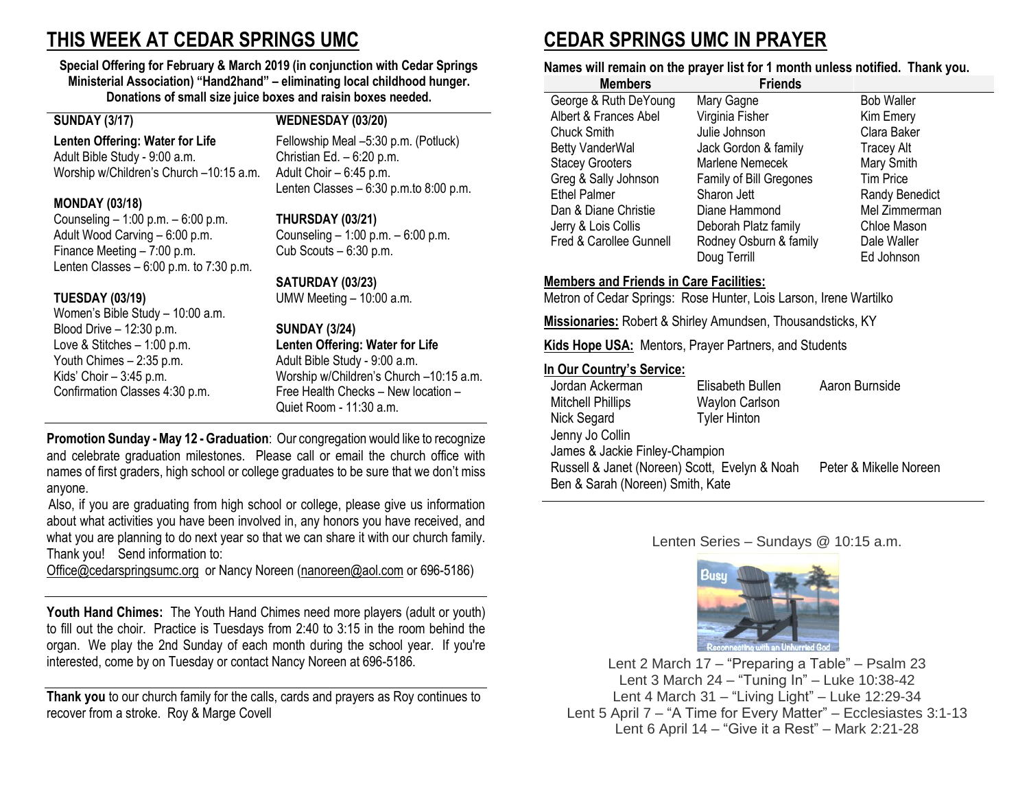# THIS WEEK AT CEDAR SPRINGS UMC

**Special Offering for February & March 2019 (in conjunction with Cedar Springs Ministerial Association) "Hand2hand" – eliminating local childhood hunger. Donations of small size juice boxes and raisin boxes needed.**

**SUNDAY (3/17)**

**Lenten Offering: Water for Life**
Adult Bible Study - 9:00 a.m.
Worship w/Children's Church –10:15 a.m.

**MONDAY (03/18)**

Counseling – 1:00 p.m. – 6:00 p.m.
Adult Wood Carving – 6:00 p.m.
Finance Meeting – 7:00 p.m.
Lenten Classes – 6:00 p.m. to 7:30 p.m.

**TUESDAY (03/19)**

Women's Bible Study – 10:00 a.m.
Blood Drive – 12:30 p.m.
Love & Stitches – 1:00 p.m.
Youth Chimes – 2:35 p.m.
Kids' Choir – 3:45 p.m.
Confirmation Classes 4:30 p.m.

**WEDNESDAY (03/20)**

Fellowship Meal –5:30 p.m. (Potluck)
Christian Ed. – 6:20 p.m.
Adult Choir – 6:45 p.m.
Lenten Classes – 6:30 p.m.to 8:00 p.m.

**THURSDAY (03/21)**

Counseling – 1:00 p.m. – 6:00 p.m.
Cub Scouts – 6:30 p.m.

**SATURDAY (03/23)**

UMW Meeting – 10:00 a.m.

**SUNDAY (3/24)**

**Lenten Offering: Water for Life**
Adult Bible Study - 9:00 a.m.
Worship w/Children's Church –10:15 a.m.
Free Health Checks – New location – Quiet Room - 11:30 a.m.

**Promotion Sunday - May 12 - Graduation**: Our congregation would like to recognize and celebrate graduation milestones. Please call or email the church office with names of first graders, high school or college graduates to be sure that we don't miss anyone.

Also, if you are graduating from high school or college, please give us information about what activities you have been involved in, any honors you have received, and what you are planning to do next year so that we can share it with our church family. Thank you! Send information to:
Office@cedarspringsumc.org or Nancy Noreen (nanoreen@aol.com or 696-5186)

**Youth Hand Chimes:** The Youth Hand Chimes need more players (adult or youth) to fill out the choir. Practice is Tuesdays from 2:40 to 3:15 in the room behind the organ. We play the 2nd Sunday of each month during the school year. If you're interested, come by on Tuesday or contact Nancy Noreen at 696-5186.

**Thank you** to our church family for the calls, cards and prayers as Roy continues to recover from a stroke. Roy & Marge Covell

# CEDAR SPRINGS UMC IN PRAYER

**Names will remain on the prayer list for 1 month unless notified. Thank you.**

| Members | Friends | |
|---|---|---|
| George & Ruth DeYoung | Mary Gagne | Bob Waller |
| Albert & Frances Abel | Virginia Fisher | Kim Emery |
| Chuck Smith | Julie Johnson | Clara Baker |
| Betty VanderWal | Jack Gordon & family | Tracey Alt |
| Stacey Grooters | Marlene Nemecek | Mary Smith |
| Greg & Sally Johnson | Family of Bill Gregones | Tim Price |
| Ethel Palmer | Sharon Jett | Randy Benedict |
| Dan & Diane Christie | Diane Hammond | Mel Zimmerman |
| Jerry & Lois Collis | Deborah Platz family | Chloe Mason |
| Fred & Carollee Gunnell | Rodney Osburn & family | Dale Waller |
| | Doug Terrill | Ed Johnson |

**Members and Friends in Care Facilities:**
Metron of Cedar Springs: Rose Hunter, Lois Larson, Irene Wartilko

**Missionaries:** Robert & Shirley Amundsen, Thousandsticks, KY

**Kids Hope USA:** Mentors, Prayer Partners, and Students

**In Our Country's Service:**

| | | |
|---|---|---|
| Jordan Ackerman | Elisabeth Bullen | Aaron Burnside |
| Mitchell Phillips | Waylon Carlson | |
| Nick Segard | Tyler Hinton | |
| Jenny Jo Collin | | |
| James & Jackie Finley-Champion | | |
| Russell & Janet (Noreen) Scott, Evelyn & Noah | | Peter & Mikelle Noreen |
| Ben & Sarah (Noreen) Smith, Kate | | |

Lenten Series – Sundays @ 10:15 a.m.

Busy
Reconnecting with an Unhurried God

Lent 2 March 17 – "Preparing a Table" – Psalm 23
Lent 3 March 24 – "Tuning In" – Luke 10:38-42
Lent 4 March 31 – "Living Light" – Luke 12:29-34
Lent 5 April 7 – "A Time for Every Matter" – Ecclesiastes 3:1-13
Lent 6 April 14 – "Give it a Rest" – Mark 2:21-28